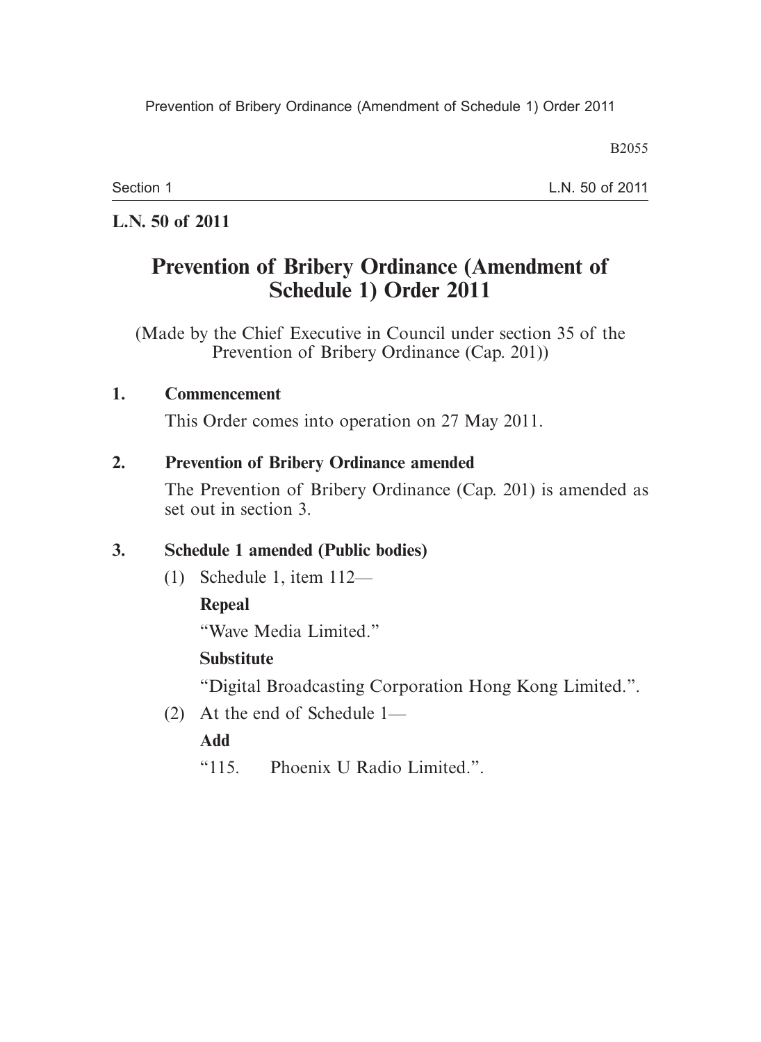**L.N. 50 of 2011**

# Prevention of Bribery Ordinance (Amendment of Schedule 1) Order 2011

(Made by the Chief Executive in Council under section 35 of the Prevention of Bribery Ordinance (Cap. 201))

**1. Commencement**

This Order comes into operation on 27 May 2011.

**2. Prevention of Bribery Ordinance amended**

The Prevention of Bribery Ordinance (Cap. 201) is amended as set out in section 3.

**3. Schedule 1 amended (Public bodies)**

(1) Schedule 1, item 112—

**Repeal**

"Wave Media Limited."

**Substitute**

"Digital Broadcasting Corporation Hong Kong Limited.".

(2) At the end of Schedule 1—

**Add**

"115. Phoenix U Radio Limited.".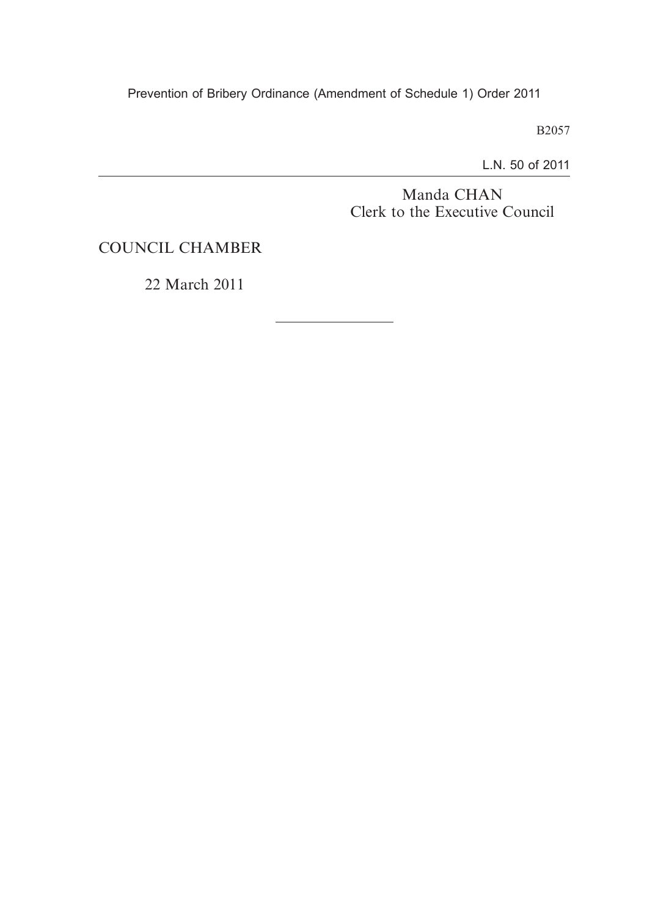Manda CHAN
Clerk to the Executive Council

COUNCIL CHAMBER

22 March 2011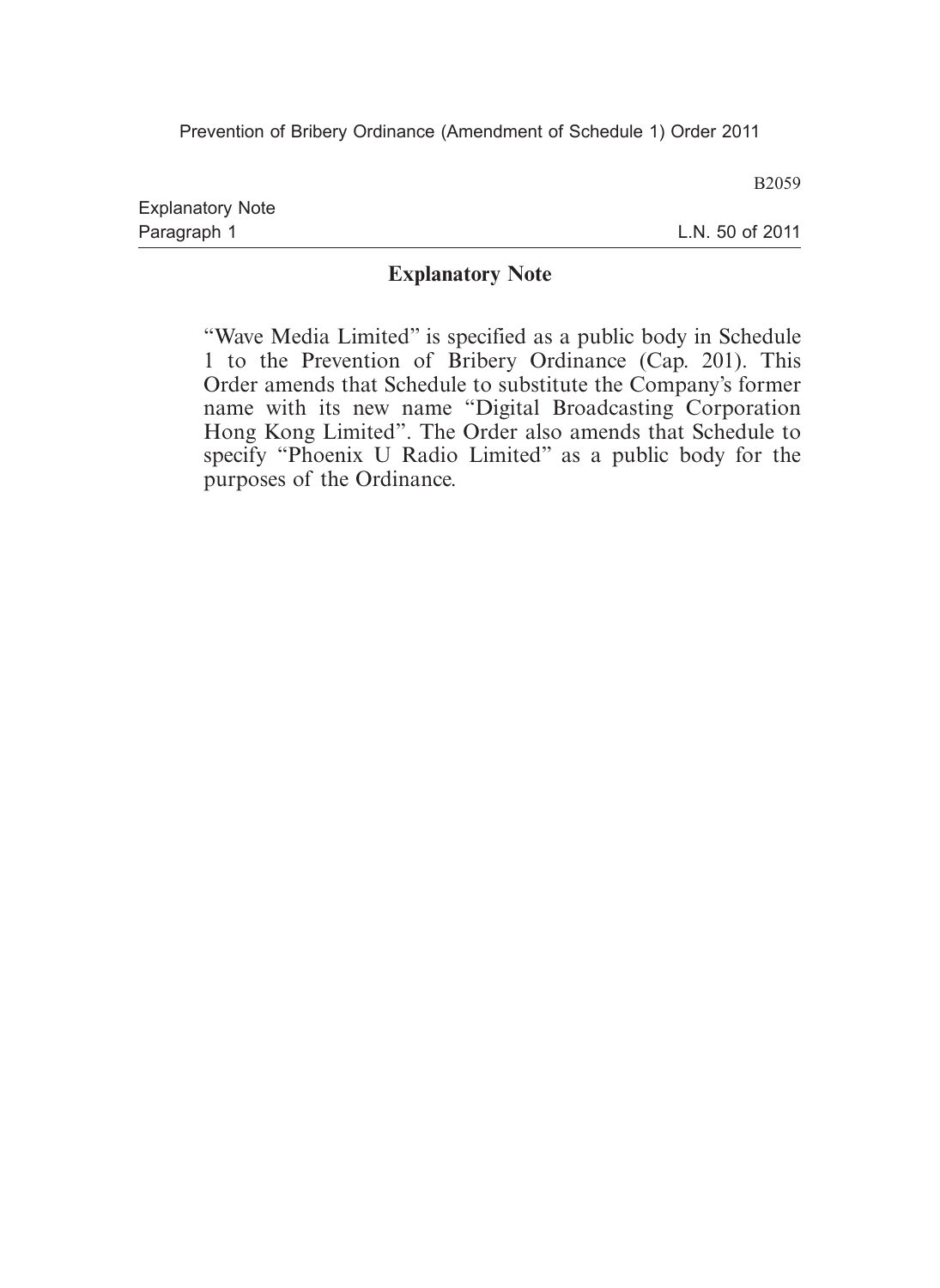## Explanatory Note

"Wave Media Limited" is specified as a public body in Schedule 1 to the Prevention of Bribery Ordinance (Cap. 201). This Order amends that Schedule to substitute the Company's former name with its new name "Digital Broadcasting Corporation Hong Kong Limited". The Order also amends that Schedule to specify "Phoenix U Radio Limited" as a public body for the purposes of the Ordinance.